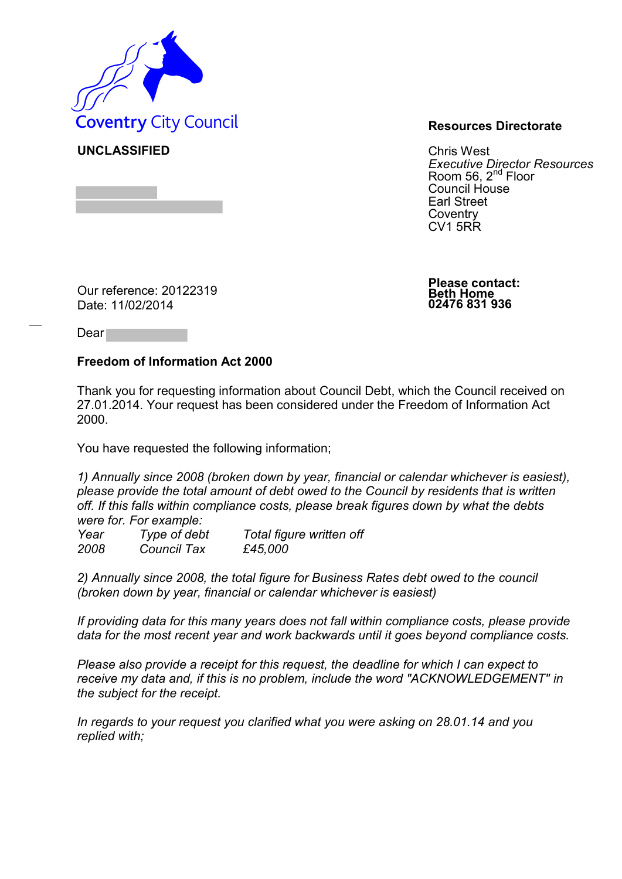Coventry City Council

**UNCLASSIFIED**

**Resources Directorate**

Chris West
*Executive Director Resources*
Room 56, 2nd Floor
Council House
Earl Street
Coventry
CV1 5RR

Our reference: 20122319
Date: 11/02/2014

**Please contact:**
**Beth Home**
**02476 831 936**

Dear

**Freedom of Information Act 2000**

Thank you for requesting information about Council Debt, which the Council received on 27.01.2014. Your request has been considered under the Freedom of Information Act 2000.

You have requested the following information;

*1) Annually since 2008 (broken down by year, financial or calendar whichever is easiest), please provide the total amount of debt owed to the Council by residents that is written off. If this falls within compliance costs, please break figures down by what the debts were for. For example:*

| *Year* | *Type of debt* | *Total figure written off* |
|---|---|---|
| *2008* | *Council Tax* | *£45,000* |

*2) Annually since 2008, the total figure for Business Rates debt owed to the council (broken down by year, financial or calendar whichever is easiest)*

*If providing data for this many years does not fall within compliance costs, please provide data for the most recent year and work backwards until it goes beyond compliance costs.*

*Please also provide a receipt for this request, the deadline for which I can expect to receive my data and, if this is no problem, include the word "ACKNOWLEDGEMENT" in the subject for the receipt.*

*In regards to your request you clarified what you were asking on 28.01.14 and you replied with;*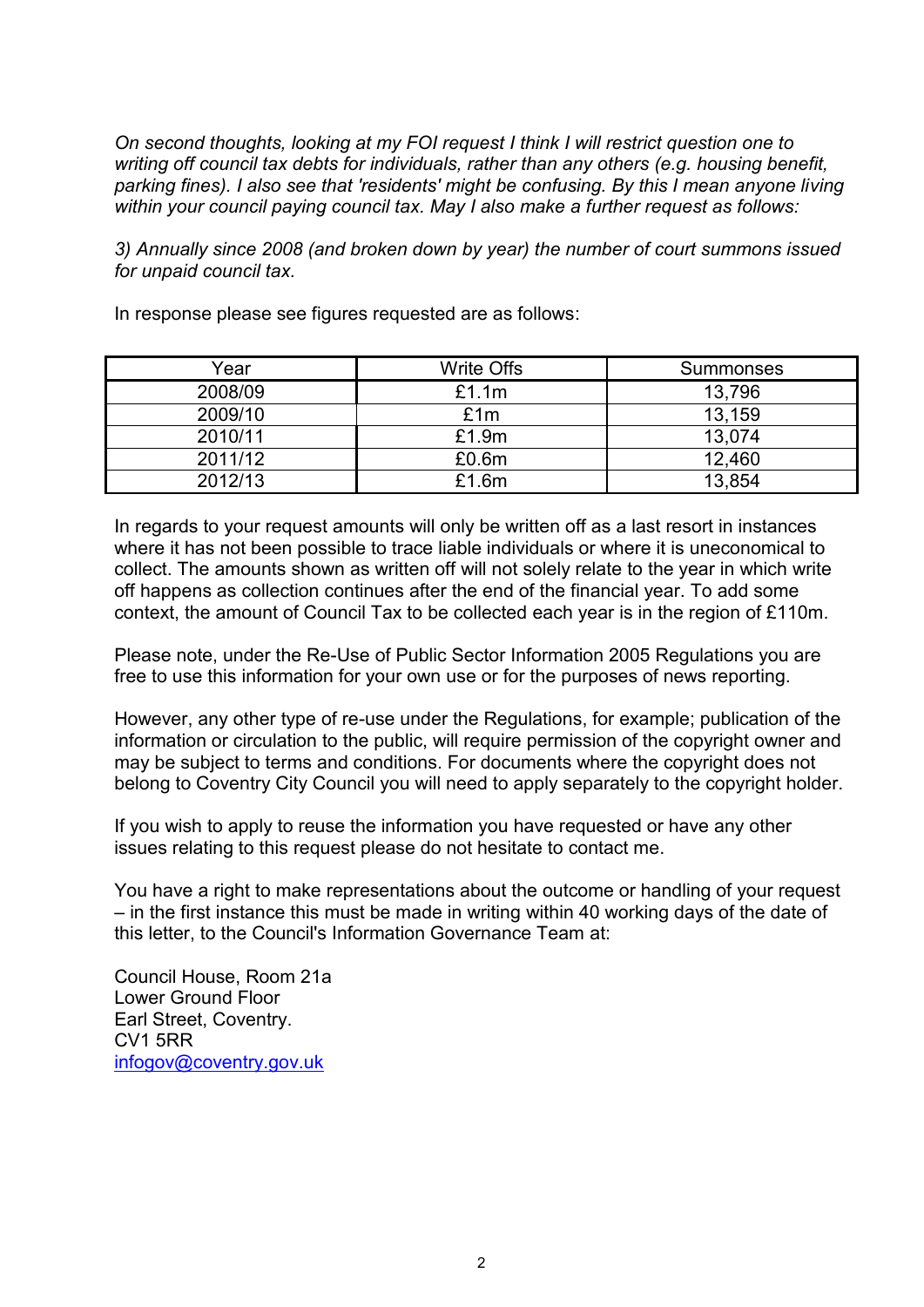*On second thoughts, looking at my FOI request I think I will restrict question one to writing off council tax debts for individuals, rather than any others (e.g. housing benefit, parking fines). I also see that 'residents' might be confusing. By this I mean anyone living within your council paying council tax. May I also make a further request as follows:*

*3) Annually since 2008 (and broken down by year) the number of court summons issued for unpaid council tax.*

In response please see figures requested are as follows:

| Year | Write Offs | Summonses |
|---|---|---|
| 2008/09 | £1.1m | 13,796 |
| 2009/10 | £1m | 13,159 |
| 2010/11 | £1.9m | 13,074 |
| 2011/12 | £0.6m | 12,460 |
| 2012/13 | £1.6m | 13,854 |

In regards to your request amounts will only be written off as a last resort in instances where it has not been possible to trace liable individuals or where it is uneconomical to collect. The amounts shown as written off will not solely relate to the year in which write off happens as collection continues after the end of the financial year. To add some context, the amount of Council Tax to be collected each year is in the region of £110m.

Please note, under the Re-Use of Public Sector Information 2005 Regulations you are free to use this information for your own use or for the purposes of news reporting.

However, any other type of re-use under the Regulations, for example; publication of the information or circulation to the public, will require permission of the copyright owner and may be subject to terms and conditions. For documents where the copyright does not belong to Coventry City Council you will need to apply separately to the copyright holder.

If you wish to apply to reuse the information you have requested or have any other issues relating to this request please do not hesitate to contact me.

You have a right to make representations about the outcome or handling of your request – in the first instance this must be made in writing within 40 working days of the date of this letter, to the Council's Information Governance Team at:

Council House, Room 21a
Lower Ground Floor
Earl Street, Coventry.
CV1 5RR
infogov@coventry.gov.uk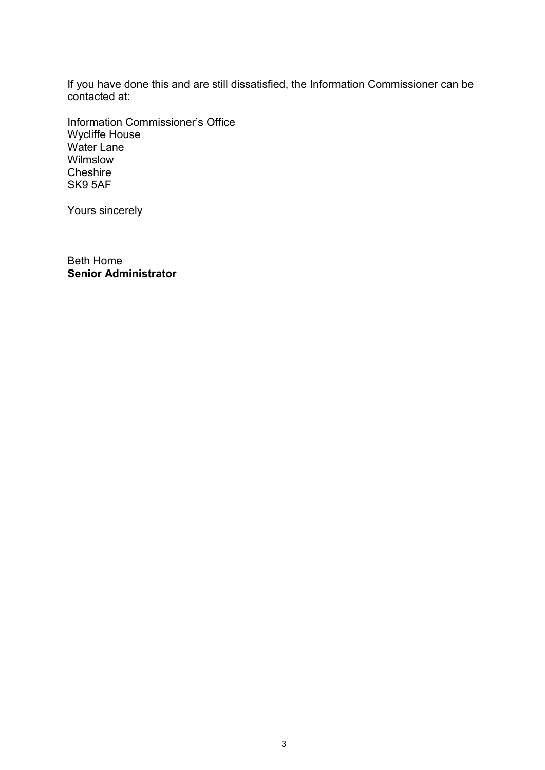If you have done this and are still dissatisfied, the Information Commissioner can be contacted at:

Information Commissioner's Office
Wycliffe House
Water Lane
Wilmslow
Cheshire
SK9 5AF

Yours sincerely

Beth Home
**Senior Administrator**